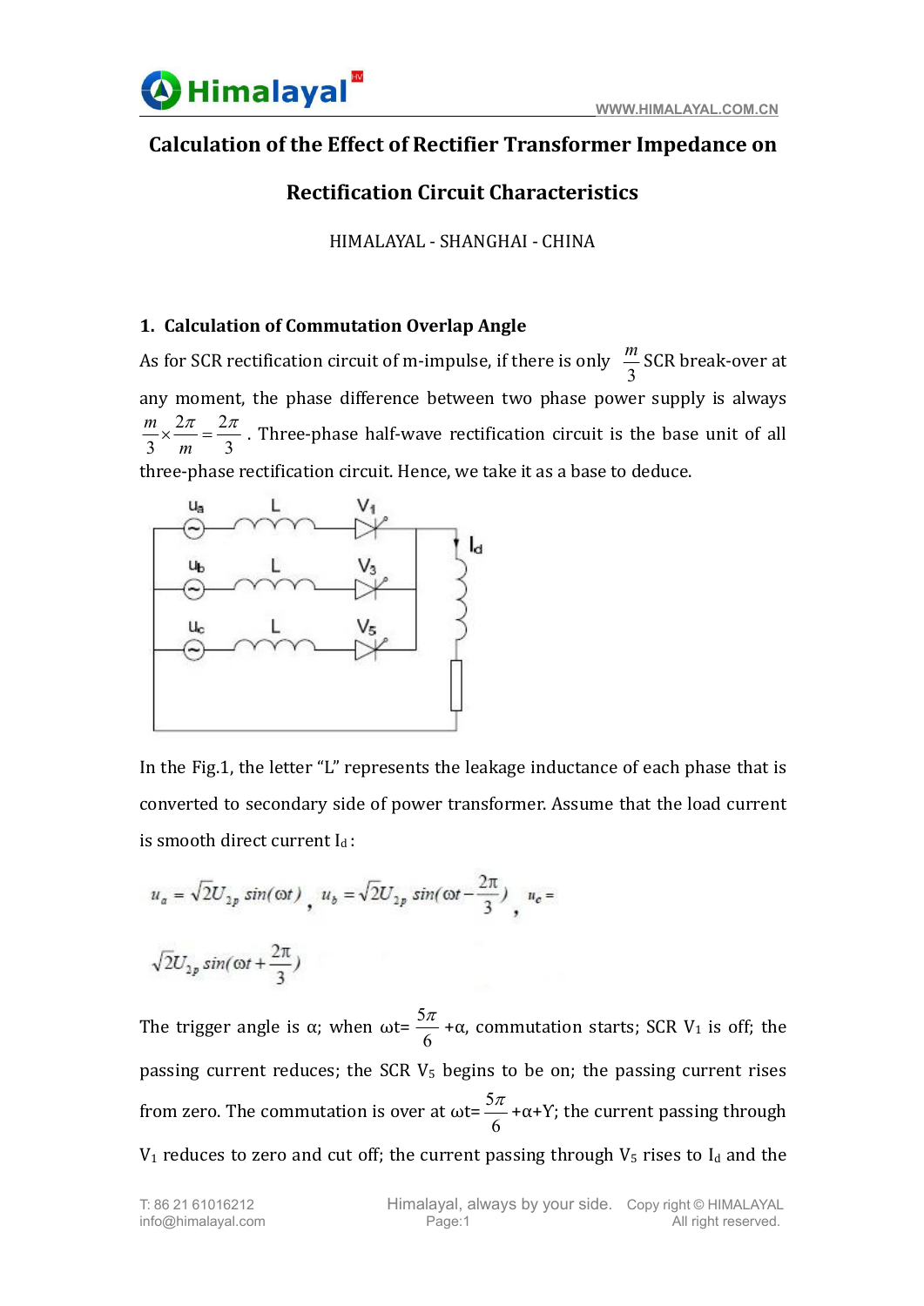# Calculation of the Effect of Rectifier Transformer Impedance on Rectification Circuit Characteristics

HIMALAYAL - SHANGHAI - CHINA

## 1. Calculation of Commutation Overlap Angle

As for SCR rectification circuit of m-impulse, if there is only $\frac{m}{3}$ SCR break-over at any moment, the phase difference between two phase power supply is always $\frac{m}{3}\times\frac{2\pi}{m}=\frac{2\pi}{3}$. Three-phase half-wave rectification circuit is the base unit of all three-phase rectification circuit. Hence, we take it as a base to deduce.

In the Fig.1, the letter "L" represents the leakage inductance of each phase that is converted to secondary side of power transformer. Assume that the load current is smooth direct current $I_d$:

$$u_a=\sqrt{2}U_{2p}\sin(\omega t),\quad u_b=\sqrt{2}U_{2p}\sin(\omega t-\frac{2\pi}{3}),\quad u_c=\sqrt{2}U_{2p}\sin(\omega t+\frac{2\pi}{3})$$

The trigger angle is α; when $\omega t=\frac{5\pi}{6}+\alpha$, commutation starts; SCR $V_1$ is off; the passing current reduces; the SCR $V_5$ begins to be on; the passing current rises from zero. The commutation is over at $\omega t=\frac{5\pi}{6}+\alpha+\gamma$; the current passing through $V_1$ reduces to zero and cut off; the current passing through $V_5$ rises to $I_d$ and the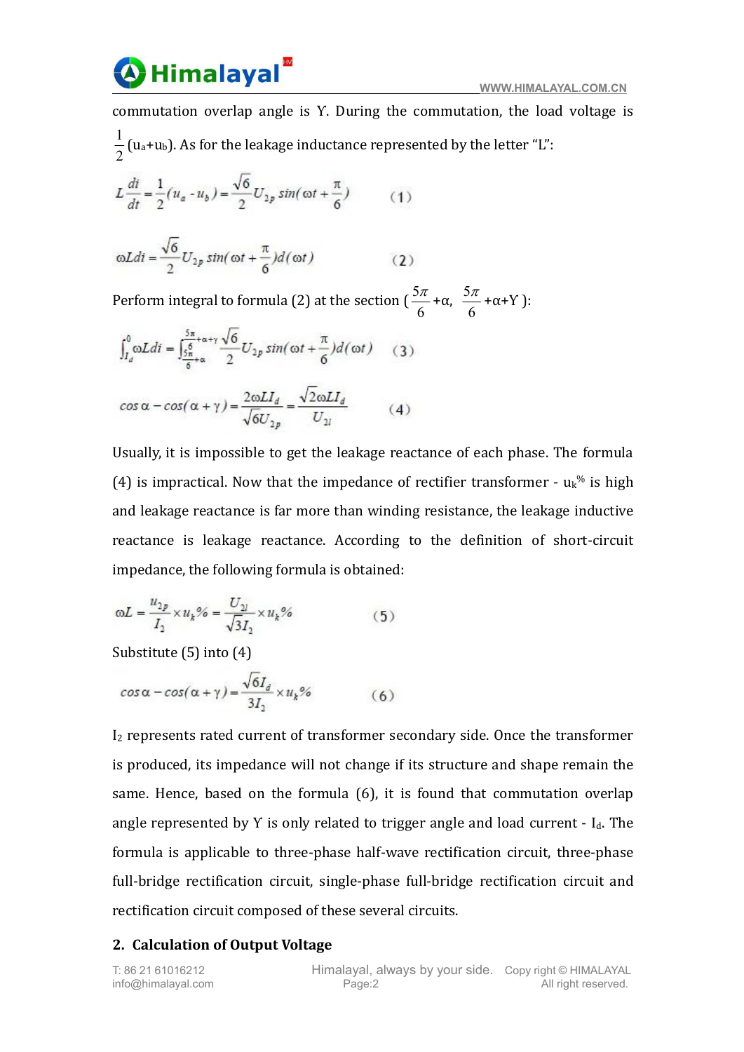commutation overlap angle is Υ. During the commutation, the load voltage is $\frac{1}{2}(u_a+u_b)$. As for the leakage inductance represented by the letter "L":

$$L\frac{di}{dt}=\frac{1}{2}(u_a-u_b)=\frac{\sqrt{6}}{2}U_{2p}\sin(\omega t+\frac{\pi}{6}) \qquad (1)$$

$$\omega Ldi=\frac{\sqrt{6}}{2}U_{2p}\sin(\omega t+\frac{\pi}{6})d(\omega t) \qquad (2)$$

Perform integral to formula (2) at the section ( $\frac{5\pi}{6}$+α, $\frac{5\pi}{6}$+α+Υ ):

$$\int_{I_d}^{0}\omega Ldi=\int_{\frac{5\pi}{6}+\alpha}^{\frac{5\pi}{6}+\alpha+\gamma}\frac{\sqrt{6}}{2}U_{2p}\sin(\omega t+\frac{\pi}{6})d(\omega t) \qquad (3)$$

$$\cos\alpha-\cos(\alpha+\gamma)=\frac{2\omega LI_d}{\sqrt{6}U_{2p}}=\frac{\sqrt{2}\omega LI_d}{U_{2l}} \qquad (4)$$

Usually, it is impossible to get the leakage reactance of each phase. The formula (4) is impractical. Now that the impedance of rectifier transformer - $u_k\%$ is high and leakage reactance is far more than winding resistance, the leakage inductive reactance is leakage reactance. According to the definition of short-circuit impedance, the following formula is obtained:

$$\omega L=\frac{u_{2p}}{I_2}\times u_k\%=\frac{U_{2l}}{\sqrt{3}I_2}\times u_k\% \qquad (5)$$

Substitute (5) into (4)

$$\cos\alpha-\cos(\alpha+\gamma)=\frac{\sqrt{6}I_d}{3I_2}\times u_k\% \qquad (6)$$

$I_2$ represents rated current of transformer secondary side. Once the transformer is produced, its impedance will not change if its structure and shape remain the same. Hence, based on the formula (6), it is found that commutation overlap angle represented by Υ is only related to trigger angle and load current - $I_d$. The formula is applicable to three-phase half-wave rectification circuit, three-phase full-bridge rectification circuit, single-phase full-bridge rectification circuit and rectification circuit composed of these several circuits.

## 2. Calculation of Output Voltage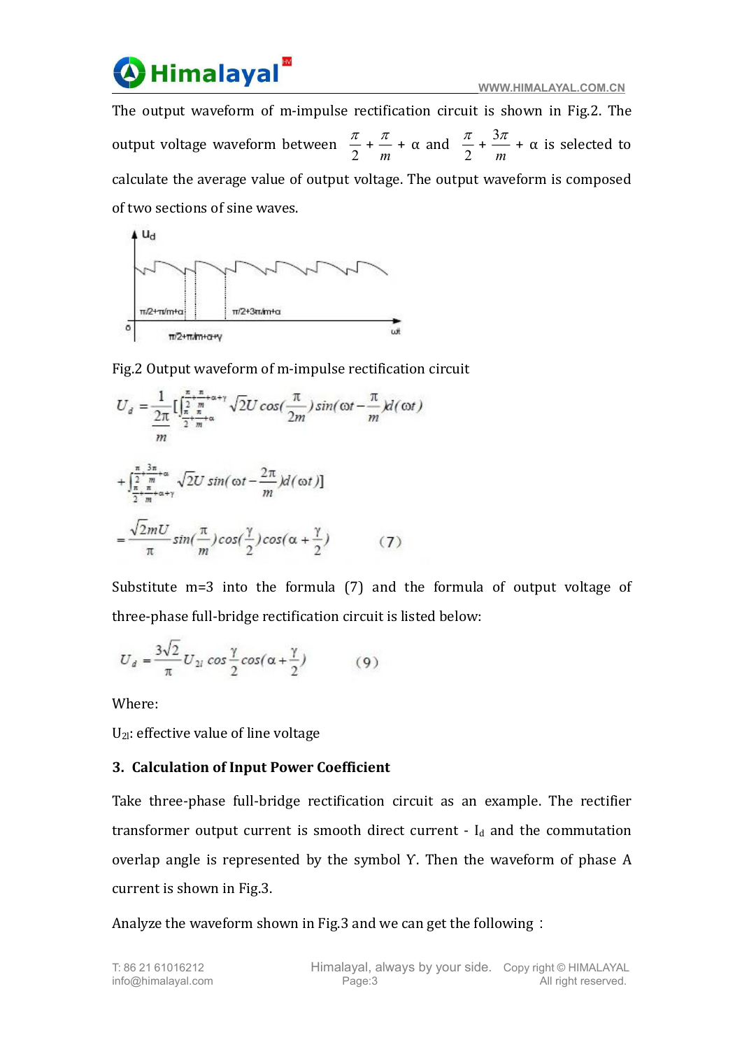The output waveform of m-impulse rectification circuit is shown in Fig.2. The output voltage waveform between $\frac{\pi}{2}+\frac{\pi}{m}+\alpha$ and $\frac{\pi}{2}+\frac{3\pi}{m}+\alpha$ is selected to calculate the average value of output voltage. The output waveform is composed of two sections of sine waves.

Fig.2 Output waveform of m-impulse rectification circuit

$$U_d=\frac{1}{\frac{2\pi}{m}}\left[\int_{\frac{\pi}{2}+\frac{\pi}{m}+\alpha}^{\frac{\pi}{2}+\frac{\pi}{m}+\alpha+\gamma}\sqrt{2}U\cos\left(\frac{\pi}{2m}\right)\sin\left(\omega t-\frac{\pi}{m}\right)d(\omega t)\right.$$

$$\left.+\int_{\frac{\pi}{2}+\frac{\pi}{m}+\alpha+\gamma}^{\frac{\pi}{2}+\frac{3\pi}{m}+\alpha}\sqrt{2}U\sin\left(\omega t-\frac{2\pi}{m}\right)d(\omega t)\right]$$

$$=\frac{\sqrt{2}mU}{\pi}\sin\left(\frac{\pi}{m}\right)\cos\left(\frac{\gamma}{2}\right)\cos\left(\alpha+\frac{\gamma}{2}\right) \qquad (7)$$

Substitute m=3 into the formula (7) and the formula of output voltage of three-phase full-bridge rectification circuit is listed below:

$$U_d=\frac{3\sqrt{2}}{\pi}U_{2l}\cos\frac{\gamma}{2}\cos\left(\alpha+\frac{\gamma}{2}\right) \qquad (9)$$

Where:

$U_{2l}$: effective value of line voltage

### 3. Calculation of Input Power Coefficient

Take three-phase full-bridge rectification circuit as an example. The rectifier transformer output current is smooth direct current - $I_d$ and the commutation overlap angle is represented by the symbol $\gamma$. Then the waveform of phase A current is shown in Fig.3.

Analyze the waveform shown in Fig.3 and we can get the following：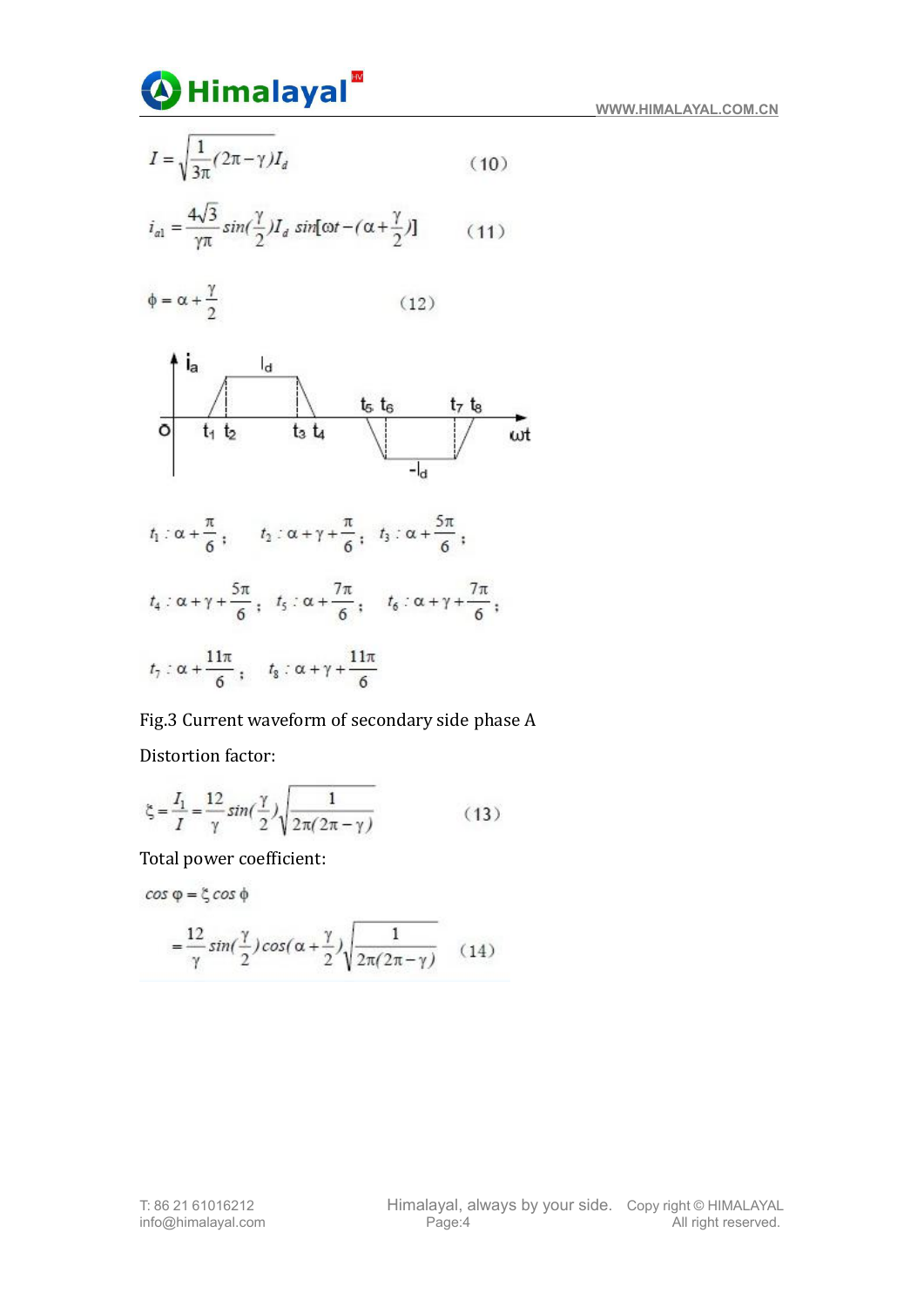$$I = \sqrt{\frac{1}{3\pi}(2\pi - \gamma)}I_d \qquad (10)$$

$$i_{a1} = \frac{4\sqrt{3}}{\gamma\pi} sin(\frac{\gamma}{2}) I_d \; sin[\omega t - (\alpha + \frac{\gamma}{2})] \qquad (11)$$

$$\phi = \alpha + \frac{\gamma}{2} \qquad (12)$$

$i_a$

$I_d$

$-I_d$

o

$t_1$ $t_2$ $t_3$ $t_4$ $t_5$ $t_6$ $t_7$ $t_8$

$\omega t$

$t_1 : \alpha + \frac{\pi}{6}$； $t_2 : \alpha + \gamma + \frac{\pi}{6}$； $t_3 : \alpha + \frac{5\pi}{6}$；

$t_4 : \alpha + \gamma + \frac{5\pi}{6}$； $t_5 : \alpha + \frac{7\pi}{6}$； $t_6 : \alpha + \gamma + \frac{7\pi}{6}$；

$t_7 : \alpha + \frac{11\pi}{6}$； $t_8 : \alpha + \gamma + \frac{11\pi}{6}$

Fig.3 Current waveform of secondary side phase A

Distortion factor:

$$\xi = \frac{I_1}{I} = \frac{12}{\gamma} sin(\frac{\gamma}{2}) \sqrt{\frac{1}{2\pi(2\pi - \gamma)}} \qquad (13)$$

Total power coefficient:

$$cos\,\varphi = \xi\, cos\,\phi$$

$$= \frac{12}{\gamma} sin(\frac{\gamma}{2}) cos(\alpha + \frac{\gamma}{2}) \sqrt{\frac{1}{2\pi(2\pi - \gamma)}} \qquad (14)$$